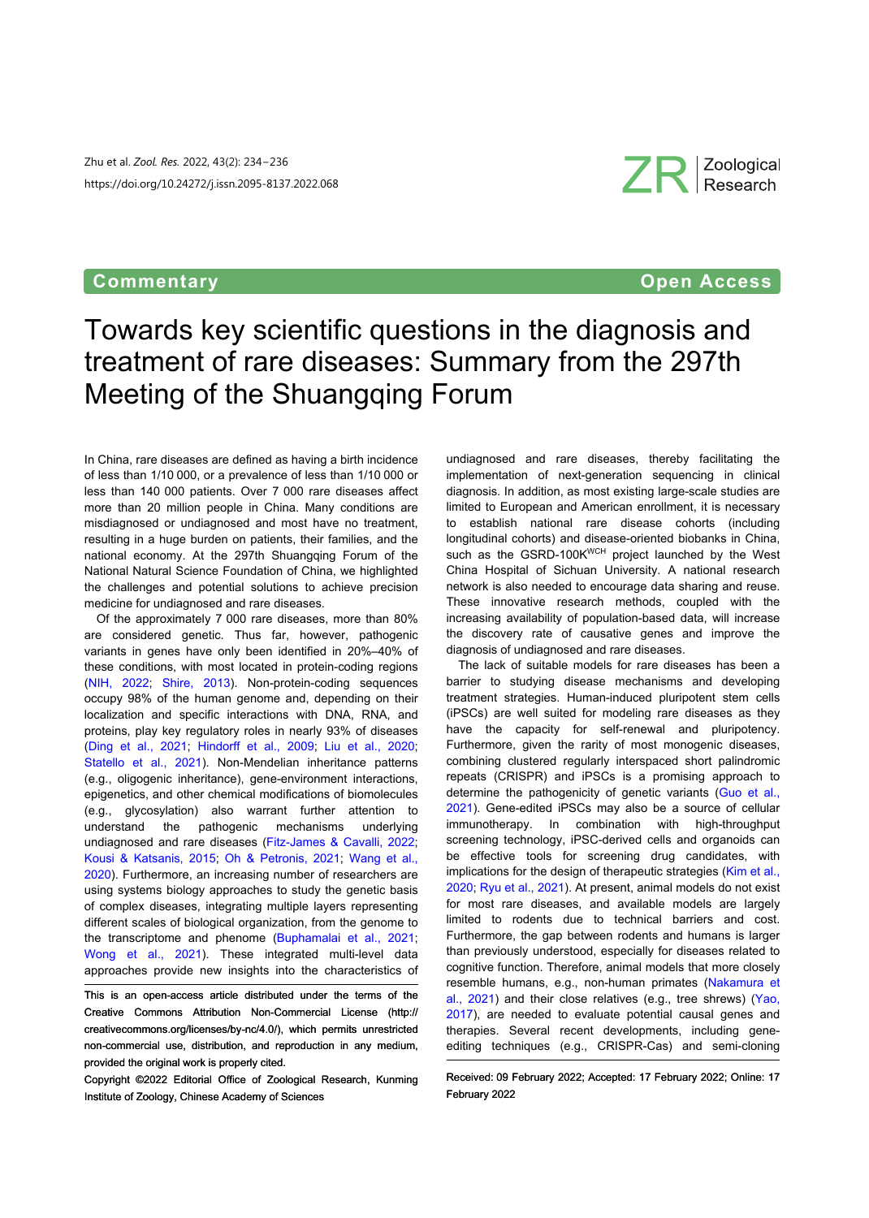Commentary · Open Access

# Towards key scientific questions in the diagnosis and treatment of rare diseases: Summary from the 297th Meeting of the Shuangqing Forum

In China, rare diseases are defined as having a birth incidence of less than 1/10 000, or a prevalence of less than 1/10 000 or less than 140 000 patients. Over 7 000 rare diseases affect more than 20 million people in China. Many conditions are misdiagnosed or undiagnosed and most have no treatment, resulting in a huge burden on patients, their families, and the national economy. At the 297th Shuangqing Forum of the National Natural Science Foundation of China, we highlighted the challenges and potential solutions to achieve precision medicine for undiagnosed and rare diseases.

Of the approximately 7 000 rare diseases, more than 80% are considered genetic. Thus far, however, pathogenic variants in genes have only been identified in 20%–40% of these conditions, with most located in protein-coding regions (NIH, 2022; Shire, 2013). Non-protein-coding sequences occupy 98% of the human genome and, depending on their localization and specific interactions with DNA, RNA, and proteins, play key regulatory roles in nearly 93% of diseases (Ding et al., 2021; Hindorff et al., 2009; Liu et al., 2020; Statello et al., 2021). Non-Mendelian inheritance patterns (e.g., oligogenic inheritance), gene-environment interactions, epigenetics, and other chemical modifications of biomolecules (e.g., glycosylation) also warrant further attention to understand the pathogenic mechanisms underlying undiagnosed and rare diseases (Fitz-James & Cavalli, 2022; Kousi & Katsanis, 2015; Oh & Petronis, 2021; Wang et al., 2020). Furthermore, an increasing number of researchers are using systems biology approaches to study the genetic basis of complex diseases, integrating multiple layers representing different scales of biological organization, from the genome to the transcriptome and phenome (Buphamalai et al., 2021; Wong et al., 2021). These integrated multi-level data approaches provide new insights into the characteristics of undiagnosed and rare diseases, thereby facilitating the implementation of next-generation sequencing in clinical diagnosis. In addition, as most existing large-scale studies are limited to European and American enrollment, it is necessary to establish national rare disease cohorts (including longitudinal cohorts) and disease-oriented biobanks in China, such as the GSRD-100K[WCH] project launched by the West China Hospital of Sichuan University. A national research network is also needed to encourage data sharing and reuse. These innovative research methods, coupled with the increasing availability of population-based data, will increase the discovery rate of causative genes and improve the diagnosis of undiagnosed and rare diseases.

The lack of suitable models for rare diseases has been a barrier to studying disease mechanisms and developing treatment strategies. Human-induced pluripotent stem cells (iPSCs) are well suited for modeling rare diseases as they have the capacity for self-renewal and pluripotency. Furthermore, given the rarity of most monogenic diseases, combining clustered regularly interspaced short palindromic repeats (CRISPR) and iPSCs is a promising approach to determine the pathogenicity of genetic variants (Guo et al., 2021). Gene-edited iPSCs may also be a source of cellular immunotherapy. In combination with high-throughput screening technology, iPSC-derived cells and organoids can be effective tools for screening drug candidates, with implications for the design of therapeutic strategies (Kim et al., 2020; Ryu et al., 2021). At present, animal models do not exist for most rare diseases, and available models are largely limited to rodents due to technical barriers and cost. Furthermore, the gap between rodents and humans is larger than previously understood, especially for diseases related to cognitive function. Therefore, animal models that more closely resemble humans, e.g., non-human primates (Nakamura et al., 2021) and their close relatives (e.g., tree shrews) (Yao, 2017), are needed to evaluate potential causal genes and therapies. Several recent developments, including gene-editing techniques (e.g., CRISPR-Cas) and semi-cloning

This is an open-access article distributed under the terms of the Creative Commons Attribution Non-Commercial License (http://creativecommons.org/licenses/by-nc/4.0/), which permits unrestricted non-commercial use, distribution, and reproduction in any medium, provided the original work is properly cited.

Copyright ©2022 Editorial Office of Zoological Research, Kunming Institute of Zoology, Chinese Academy of Sciences

Received: 09 February 2022; Accepted: 17 February 2022; Online: 17 February 2022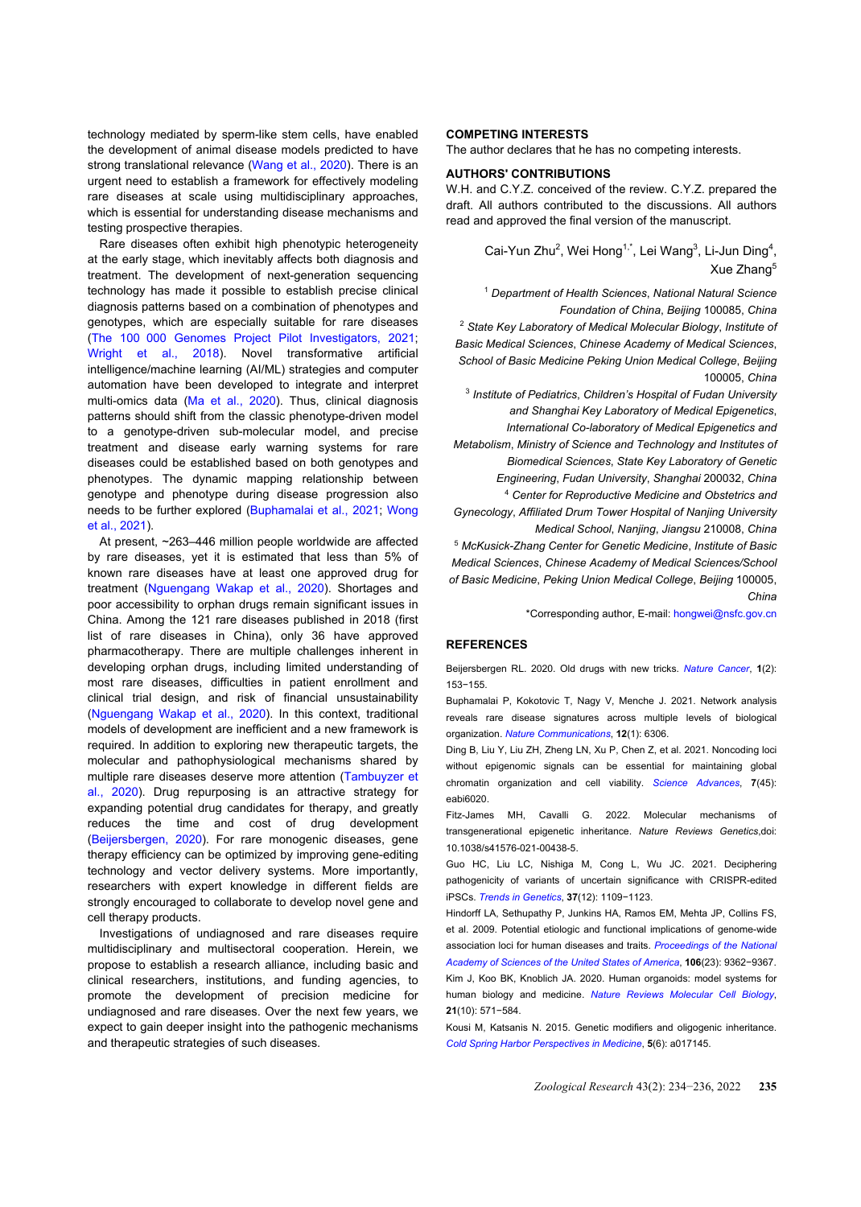technology mediated by sperm-like stem cells, have enabled the development of animal disease models predicted to have strong translational relevance (Wang et al., 2020). There is an urgent need to establish a framework for effectively modeling rare diseases at scale using multidisciplinary approaches, which is essential for understanding disease mechanisms and testing prospective therapies.

Rare diseases often exhibit high phenotypic heterogeneity at the early stage, which inevitably affects both diagnosis and treatment. The development of next-generation sequencing technology has made it possible to establish precise clinical diagnosis patterns based on a combination of phenotypes and genotypes, which are especially suitable for rare diseases (The 100 000 Genomes Project Pilot Investigators, 2021; Wright et al., 2018). Novel transformative artificial intelligence/machine learning (AI/ML) strategies and computer automation have been developed to integrate and interpret multi-omics data (Ma et al., 2020). Thus, clinical diagnosis patterns should shift from the classic phenotype-driven model to a genotype-driven sub-molecular model, and precise treatment and disease early warning systems for rare diseases could be established based on both genotypes and phenotypes. The dynamic mapping relationship between genotype and phenotype during disease progression also needs to be further explored (Buphamalai et al., 2021; Wong et al., 2021).

At present, ~263–446 million people worldwide are affected by rare diseases, yet it is estimated that less than 5% of known rare diseases have at least one approved drug for treatment (Nguengang Wakap et al., 2020). Shortages and poor accessibility to orphan drugs remain significant issues in China. Among the 121 rare diseases published in 2018 (first list of rare diseases in China), only 36 have approved pharmacotherapy. There are multiple challenges inherent in developing orphan drugs, including limited understanding of most rare diseases, difficulties in patient enrollment and clinical trial design, and risk of financial unsustainability (Nguengang Wakap et al., 2020). In this context, traditional models of development are inefficient and a new framework is required. In addition to exploring new therapeutic targets, the molecular and pathophysiological mechanisms shared by multiple rare diseases deserve more attention (Tambuyzer et al., 2020). Drug repurposing is an attractive strategy for expanding potential drug candidates for therapy, and greatly reduces the time and cost of drug development (Beijersbergen, 2020). For rare monogenic diseases, gene therapy efficiency can be optimized by improving gene-editing technology and vector delivery systems. More importantly, researchers with expert knowledge in different fields are strongly encouraged to collaborate to develop novel gene and cell therapy products.

Investigations of undiagnosed and rare diseases require multidisciplinary and multisectoral cooperation. Herein, we propose to establish a research alliance, including basic and clinical researchers, institutions, and funding agencies, to promote the development of precision medicine for undiagnosed and rare diseases. Over the next few years, we expect to gain deeper insight into the pathogenic mechanisms and therapeutic strategies of such diseases.

## COMPETING INTERESTS

The author declares that he has no competing interests.

## AUTHORS' CONTRIBUTIONS

W.H. and C.Y.Z. conceived of the review. C.Y.Z. prepared the draft. All authors contributed to the discussions. All authors read and approved the final version of the manuscript.

Cai-Yun Zhu[2], Wei Hong[1,*], Lei Wang[3], Li-Jun Ding[4], Xue Zhang[5]

[1] *Department of Health Sciences, National Natural Science Foundation of China, Beijing* 100085, *China*

[2] *State Key Laboratory of Medical Molecular Biology, Institute of Basic Medical Sciences, Chinese Academy of Medical Sciences, School of Basic Medicine Peking Union Medical College, Beijing* 100005, *China*

[3] *Institute of Pediatrics, Children's Hospital of Fudan University and Shanghai Key Laboratory of Medical Epigenetics, International Co-laboratory of Medical Epigenetics and Metabolism, Ministry of Science and Technology and Institutes of Biomedical Sciences, State Key Laboratory of Genetic Engineering, Fudan University, Shanghai* 200032, *China*

[4] *Center for Reproductive Medicine and Obstetrics and Gynecology, Affiliated Drum Tower Hospital of Nanjing University Medical School, Nanjing, Jiangsu* 210008, *China*

[5] *McKusick-Zhang Center for Genetic Medicine, Institute of Basic Medical Sciences, Chinese Academy of Medical Sciences/School of Basic Medicine, Peking Union Medical College, Beijing* 100005, *China*

*Corresponding author, E-mail: hongwei@nsfc.gov.cn

## REFERENCES

Beijersbergen RL. 2020. Old drugs with new tricks. *Nature Cancer*, **1**(2): 153−155.

Buphamalai P, Kokotovic T, Nagy V, Menche J. 2021. Network analysis reveals rare disease signatures across multiple levels of biological organization. *Nature Communications*, **12**(1): 6306.

Ding B, Liu Y, Liu ZH, Zheng LN, Xu P, Chen Z, et al. 2021. Noncoding loci without epigenomic signals can be essential for maintaining global chromatin organization and cell viability. *Science Advances*, **7**(45): eabi6020.

Fitz-James MH, Cavalli G. 2022. Molecular mechanisms of transgenerational epigenetic inheritance. *Nature Reviews Genetics*,doi: 10.1038/s41576-021-00438-5.

Guo HC, Liu LC, Nishiga M, Cong L, Wu JC. 2021. Deciphering pathogenicity of variants of uncertain significance with CRISPR-edited iPSCs. *Trends in Genetics*, **37**(12): 1109−1123.

Hindorff LA, Sethupathy P, Junkins HA, Ramos EM, Mehta JP, Collins FS, et al. 2009. Potential etiologic and functional implications of genome-wide association loci for human diseases and traits. *Proceedings of the National Academy of Sciences of the United States of America*, **106**(23): 9362−9367.

Kim J, Koo BK, Knoblich JA. 2020. Human organoids: model systems for human biology and medicine. *Nature Reviews Molecular Cell Biology*, **21**(10): 571−584.

Kousi M, Katsanis N. 2015. Genetic modifiers and oligogenic inheritance. *Cold Spring Harbor Perspectives in Medicine*, **5**(6): a017145.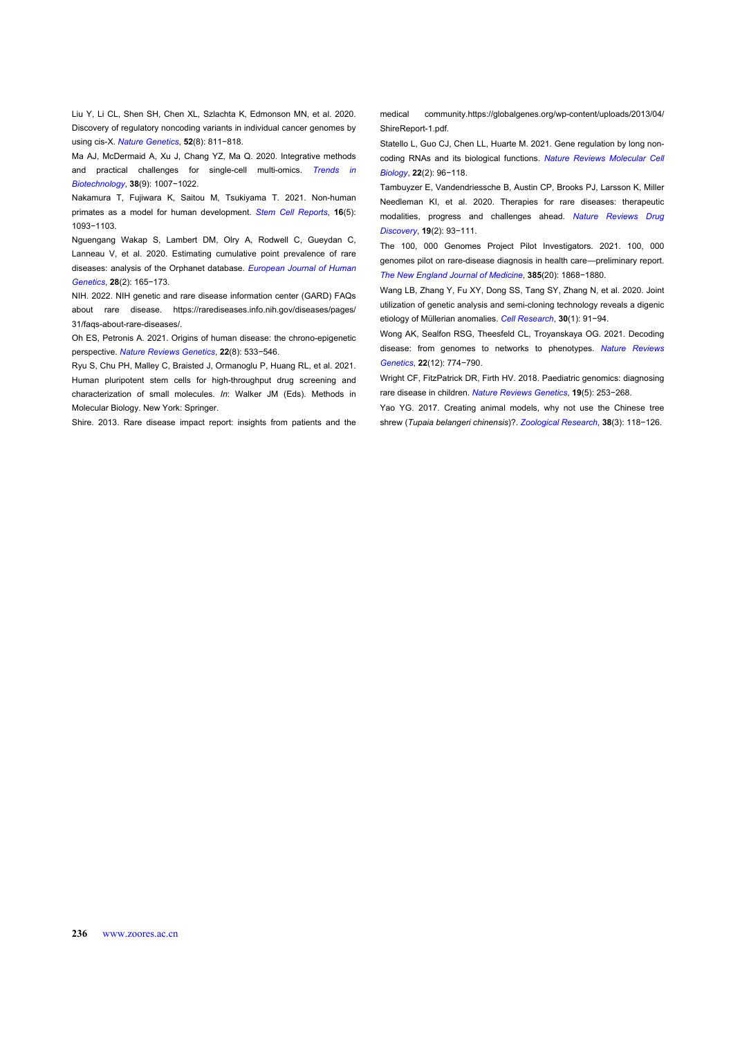Liu Y, Li CL, Shen SH, Chen XL, Szlachta K, Edmonson MN, et al. 2020. Discovery of regulatory noncoding variants in individual cancer genomes by using cis-X. *Nature Genetics*, **52**(8): 811−818.

Ma AJ, McDermaid A, Xu J, Chang YZ, Ma Q. 2020. Integrative methods and practical challenges for single-cell multi-omics. *Trends in Biotechnology*, **38**(9): 1007−1022.

Nakamura T, Fujiwara K, Saitou M, Tsukiyama T. 2021. Non-human primates as a model for human development. *Stem Cell Reports*, **16**(5): 1093−1103.

Nguengang Wakap S, Lambert DM, Olry A, Rodwell C, Gueydan C, Lanneau V, et al. 2020. Estimating cumulative point prevalence of rare diseases: analysis of the Orphanet database. *European Journal of Human Genetics*, **28**(2): 165−173.

NIH. 2022. NIH genetic and rare disease information center (GARD) FAQs about rare disease. https://rarediseases.info.nih.gov/diseases/pages/31/faqs-about-rare-diseases/.

Oh ES, Petronis A. 2021. Origins of human disease: the chrono-epigenetic perspective. *Nature Reviews Genetics*, **22**(8): 533−546.

Ryu S, Chu PH, Malley C, Braisted J, Ormanoglu P, Huang RL, et al. 2021. Human pluripotent stem cells for high-throughput drug screening and characterization of small molecules. *In*: Walker JM (Eds). Methods in Molecular Biology. New York: Springer.

Shire. 2013. Rare disease impact report: insights from patients and the medical community.https://globalgenes.org/wp-content/uploads/2013/04/ShireReport-1.pdf.

Statello L, Guo CJ, Chen LL, Huarte M. 2021. Gene regulation by long non-coding RNAs and its biological functions. *Nature Reviews Molecular Cell Biology*, **22**(2): 96−118.

Tambuyzer E, Vandendriessche B, Austin CP, Brooks PJ, Larsson K, Miller Needleman KI, et al. 2020. Therapies for rare diseases: therapeutic modalities, progress and challenges ahead. *Nature Reviews Drug Discovery*, **19**(2): 93−111.

The 100, 000 Genomes Project Pilot Investigators. 2021. 100, 000 genomes pilot on rare-disease diagnosis in health care—preliminary report. *The New England Journal of Medicine*, **385**(20): 1868−1880.

Wang LB, Zhang Y, Fu XY, Dong SS, Tang SY, Zhang N, et al. 2020. Joint utilization of genetic analysis and semi-cloning technology reveals a digenic etiology of Müllerian anomalies. *Cell Research*, **30**(1): 91−94.

Wong AK, Sealfon RSG, Theesfeld CL, Troyanskaya OG. 2021. Decoding disease: from genomes to networks to phenotypes. *Nature Reviews Genetics*, **22**(12): 774−790.

Wright CF, FitzPatrick DR, Firth HV. 2018. Paediatric genomics: diagnosing rare disease in children. *Nature Reviews Genetics*, **19**(5): 253−268.

Yao YG. 2017. Creating animal models, why not use the Chinese tree shrew (*Tupaia belangeri chinensis*)?. *Zoological Research*, **38**(3): 118−126.